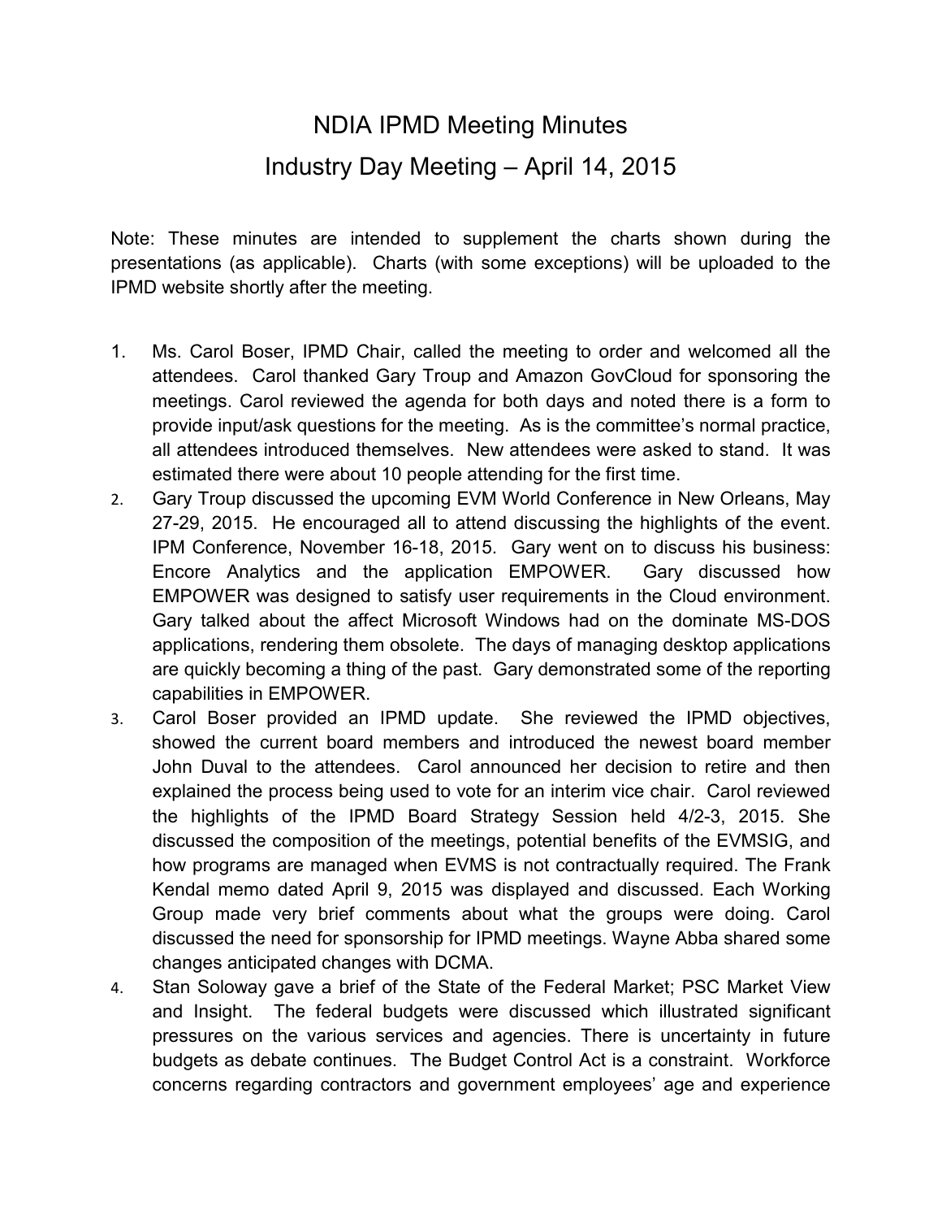# NDIA IPMD Meeting Minutes

# Industry Day Meeting – April 14, 2015

Note: These minutes are intended to supplement the charts shown during the presentations (as applicable). Charts (with some exceptions) will be uploaded to the IPMD website shortly after the meeting.

1. Ms. Carol Boser, IPMD Chair, called the meeting to order and welcomed all the attendees. Carol thanked Gary Troup and Amazon GovCloud for sponsoring the meetings. Carol reviewed the agenda for both days and noted there is a form to provide input/ask questions for the meeting. As is the committee's normal practice, all attendees introduced themselves. New attendees were asked to stand. It was estimated there were about 10 people attending for the first time.
2. Gary Troup discussed the upcoming EVM World Conference in New Orleans, May 27-29, 2015. He encouraged all to attend discussing the highlights of the event. IPM Conference, November 16-18, 2015. Gary went on to discuss his business: Encore Analytics and the application EMPOWER. Gary discussed how EMPOWER was designed to satisfy user requirements in the Cloud environment. Gary talked about the affect Microsoft Windows had on the dominate MS-DOS applications, rendering them obsolete. The days of managing desktop applications are quickly becoming a thing of the past. Gary demonstrated some of the reporting capabilities in EMPOWER.
3. Carol Boser provided an IPMD update. She reviewed the IPMD objectives, showed the current board members and introduced the newest board member John Duval to the attendees. Carol announced her decision to retire and then explained the process being used to vote for an interim vice chair. Carol reviewed the highlights of the IPMD Board Strategy Session held 4/2-3, 2015. She discussed the composition of the meetings, potential benefits of the EVMSIG, and how programs are managed when EVMS is not contractually required. The Frank Kendal memo dated April 9, 2015 was displayed and discussed. Each Working Group made very brief comments about what the groups were doing. Carol discussed the need for sponsorship for IPMD meetings. Wayne Abba shared some changes anticipated changes with DCMA.
4. Stan Soloway gave a brief of the State of the Federal Market; PSC Market View and Insight. The federal budgets were discussed which illustrated significant pressures on the various services and agencies. There is uncertainty in future budgets as debate continues. The Budget Control Act is a constraint. Workforce concerns regarding contractors and government employees' age and experience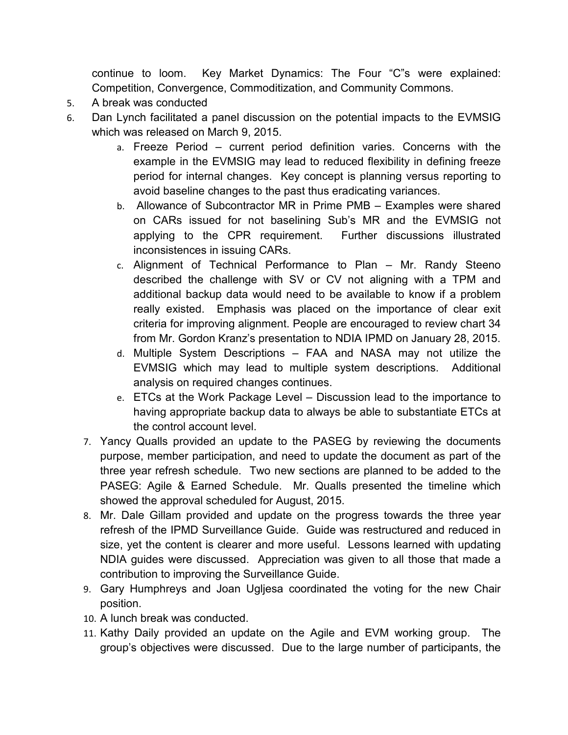continue to loom. Key Market Dynamics: The Four "C"s were explained: Competition, Convergence, Commoditization, and Community Commons.

5. A break was conducted
6. Dan Lynch facilitated a panel discussion on the potential impacts to the EVMSIG which was released on March 9, 2015.
    a. Freeze Period – current period definition varies. Concerns with the example in the EVMSIG may lead to reduced flexibility in defining freeze period for internal changes. Key concept is planning versus reporting to avoid baseline changes to the past thus eradicating variances.
    b. Allowance of Subcontractor MR in Prime PMB – Examples were shared on CARs issued for not baselining Sub's MR and the EVMSIG not applying to the CPR requirement. Further discussions illustrated inconsistences in issuing CARs.
    c. Alignment of Technical Performance to Plan – Mr. Randy Steeno described the challenge with SV or CV not aligning with a TPM and additional backup data would need to be available to know if a problem really existed. Emphasis was placed on the importance of clear exit criteria for improving alignment. People are encouraged to review chart 34 from Mr. Gordon Kranz's presentation to NDIA IPMD on January 28, 2015.
    d. Multiple System Descriptions – FAA and NASA may not utilize the EVMSIG which may lead to multiple system descriptions. Additional analysis on required changes continues.
    e. ETCs at the Work Package Level – Discussion lead to the importance to having appropriate backup data to always be able to substantiate ETCs at the control account level.
7. Yancy Qualls provided an update to the PASEG by reviewing the documents purpose, member participation, and need to update the document as part of the three year refresh schedule. Two new sections are planned to be added to the PASEG: Agile & Earned Schedule. Mr. Qualls presented the timeline which showed the approval scheduled for August, 2015.
8. Mr. Dale Gillam provided and update on the progress towards the three year refresh of the IPMD Surveillance Guide. Guide was restructured and reduced in size, yet the content is clearer and more useful. Lessons learned with updating NDIA guides were discussed. Appreciation was given to all those that made a contribution to improving the Surveillance Guide.
9. Gary Humphreys and Joan Ugljesa coordinated the voting for the new Chair position.
10. A lunch break was conducted.
11. Kathy Daily provided an update on the Agile and EVM working group. The group's objectives were discussed. Due to the large number of participants, the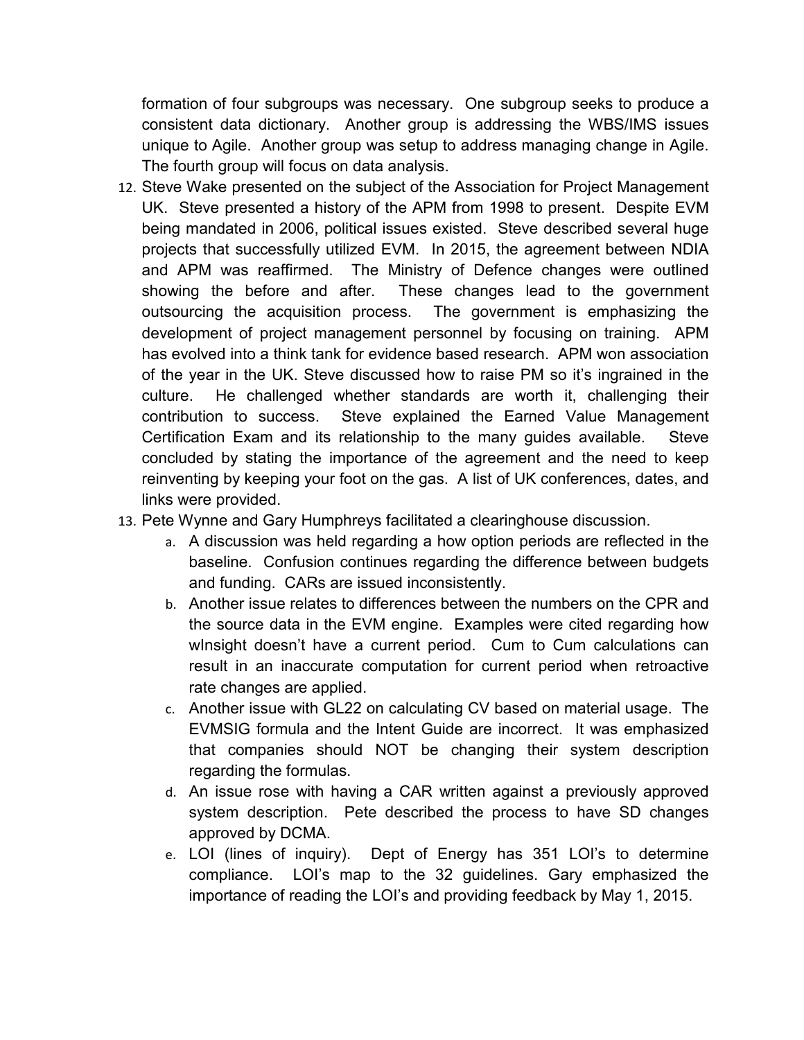formation of four subgroups was necessary. One subgroup seeks to produce a consistent data dictionary. Another group is addressing the WBS/IMS issues unique to Agile. Another group was setup to address managing change in Agile. The fourth group will focus on data analysis.

12. Steve Wake presented on the subject of the Association for Project Management UK. Steve presented a history of the APM from 1998 to present. Despite EVM being mandated in 2006, political issues existed. Steve described several huge projects that successfully utilized EVM. In 2015, the agreement between NDIA and APM was reaffirmed. The Ministry of Defence changes were outlined showing the before and after. These changes lead to the government outsourcing the acquisition process. The government is emphasizing the development of project management personnel by focusing on training. APM has evolved into a think tank for evidence based research. APM won association of the year in the UK. Steve discussed how to raise PM so it's ingrained in the culture. He challenged whether standards are worth it, challenging their contribution to success. Steve explained the Earned Value Management Certification Exam and its relationship to the many guides available. Steve concluded by stating the importance of the agreement and the need to keep reinventing by keeping your foot on the gas. A list of UK conferences, dates, and links were provided.
13. Pete Wynne and Gary Humphreys facilitated a clearinghouse discussion.
    a. A discussion was held regarding a how option periods are reflected in the baseline. Confusion continues regarding the difference between budgets and funding. CARs are issued inconsistently.
    b. Another issue relates to differences between the numbers on the CPR and the source data in the EVM engine. Examples were cited regarding how wInsight doesn't have a current period. Cum to Cum calculations can result in an inaccurate computation for current period when retroactive rate changes are applied.
    c. Another issue with GL22 on calculating CV based on material usage. The EVMSIG formula and the Intent Guide are incorrect. It was emphasized that companies should NOT be changing their system description regarding the formulas.
    d. An issue rose with having a CAR written against a previously approved system description. Pete described the process to have SD changes approved by DCMA.
    e. LOI (lines of inquiry). Dept of Energy has 351 LOI's to determine compliance. LOI's map to the 32 guidelines. Gary emphasized the importance of reading the LOI's and providing feedback by May 1, 2015.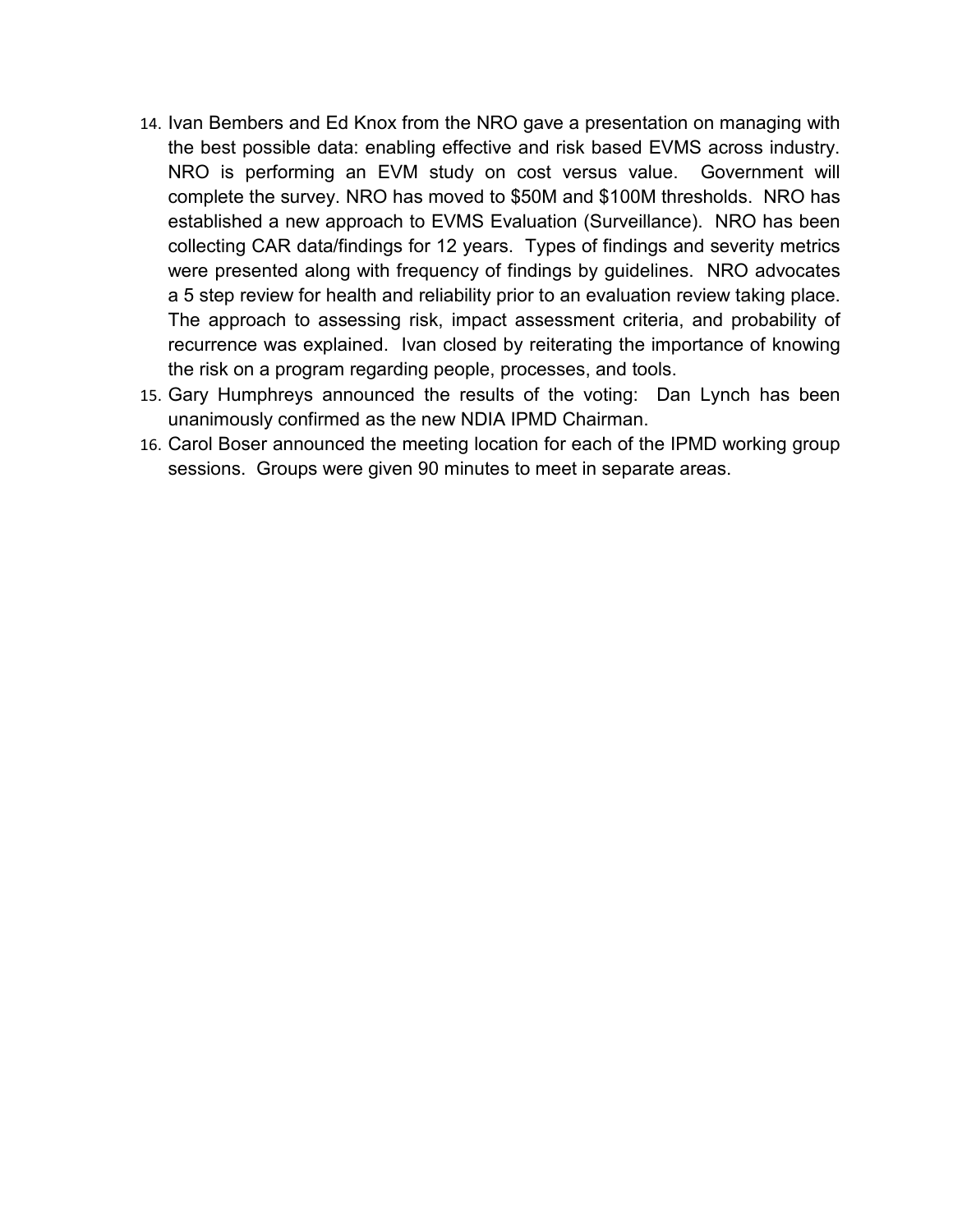14. Ivan Bembers and Ed Knox from the NRO gave a presentation on managing with the best possible data: enabling effective and risk based EVMS across industry. NRO is performing an EVM study on cost versus value. Government will complete the survey. NRO has moved to $50M and $100M thresholds. NRO has established a new approach to EVMS Evaluation (Surveillance). NRO has been collecting CAR data/findings for 12 years. Types of findings and severity metrics were presented along with frequency of findings by guidelines. NRO advocates a 5 step review for health and reliability prior to an evaluation review taking place. The approach to assessing risk, impact assessment criteria, and probability of recurrence was explained. Ivan closed by reiterating the importance of knowing the risk on a program regarding people, processes, and tools.
15. Gary Humphreys announced the results of the voting: Dan Lynch has been unanimously confirmed as the new NDIA IPMD Chairman.
16. Carol Boser announced the meeting location for each of the IPMD working group sessions. Groups were given 90 minutes to meet in separate areas.